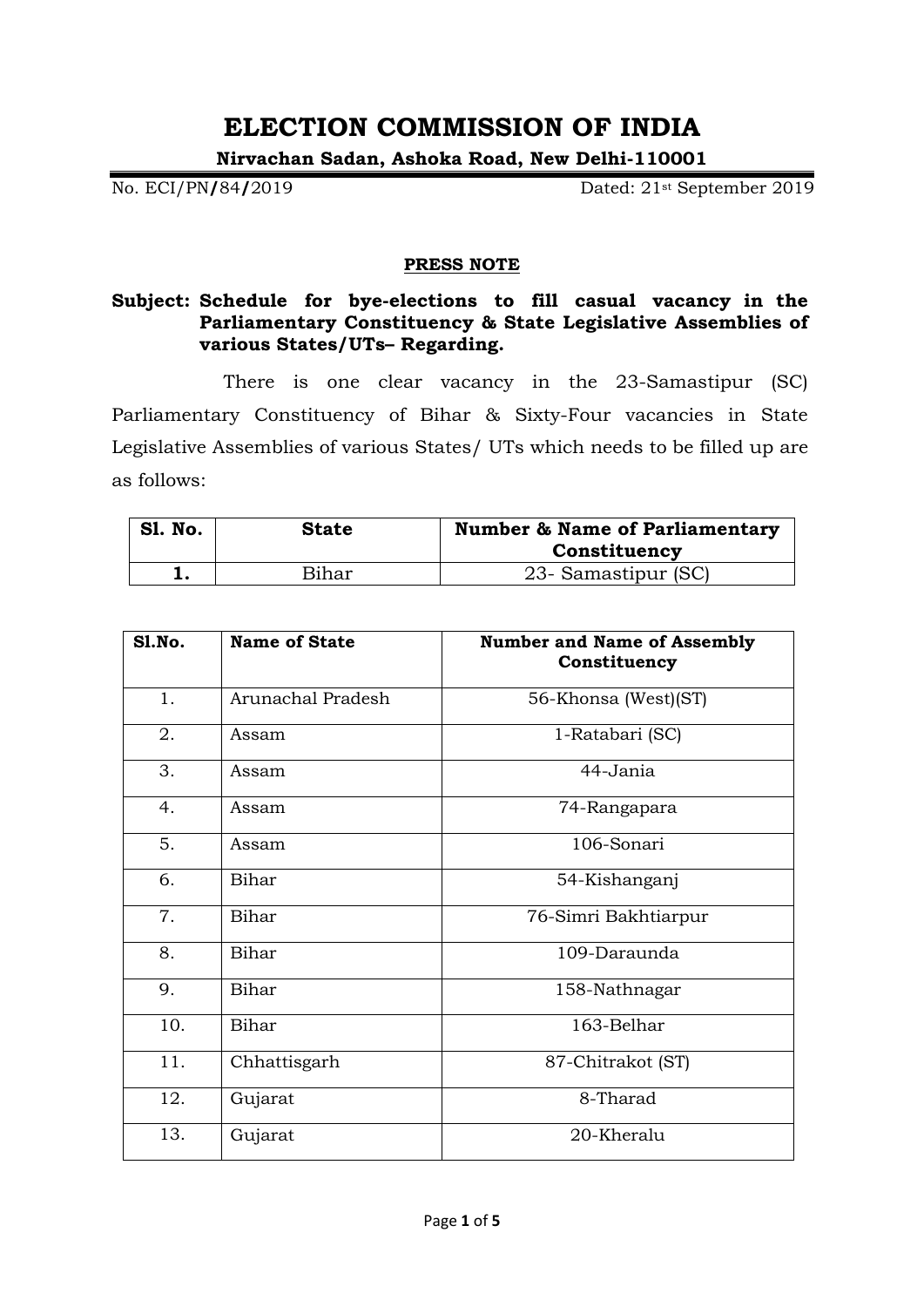# ELECTION COMMISSION OF INDIA

**Nirvachan Sadan, Ashoka Road, New Delhi-110001**

No. ECI/PN/84/2019 Dated: 21st September 2019

**PRESS NOTE**

**Subject: Schedule for bye-elections to fill casual vacancy in the Parliamentary Constituency & State Legislative Assemblies of various States/UTs– Regarding.**

There is one clear vacancy in the 23-Samastipur (SC) Parliamentary Constituency of Bihar & Sixty-Four vacancies in State Legislative Assemblies of various States/ UTs which needs to be filled up are as follows:

| Sl. No. | State | Number & Name of Parliamentary Constituency |
|---|---|---|
| **1.** | Bihar | 23- Samastipur (SC) |

| Sl.No. | Name of State | Number and Name of Assembly Constituency |
|---|---|---|
| 1. | Arunachal Pradesh | 56-Khonsa (West)(ST) |
| 2. | Assam | 1-Ratabari (SC) |
| 3. | Assam | 44-Jania |
| 4. | Assam | 74-Rangapara |
| 5. | Assam | 106-Sonari |
| 6. | Bihar | 54-Kishanganj |
| 7. | Bihar | 76-Simri Bakhtiarpur |
| 8. | Bihar | 109-Daraunda |
| 9. | Bihar | 158-Nathnagar |
| 10. | Bihar | 163-Belhar |
| 11. | Chhattisgarh | 87-Chitrakot (ST) |
| 12. | Gujarat | 8-Tharad |
| 13. | Gujarat | 20-Kheralu |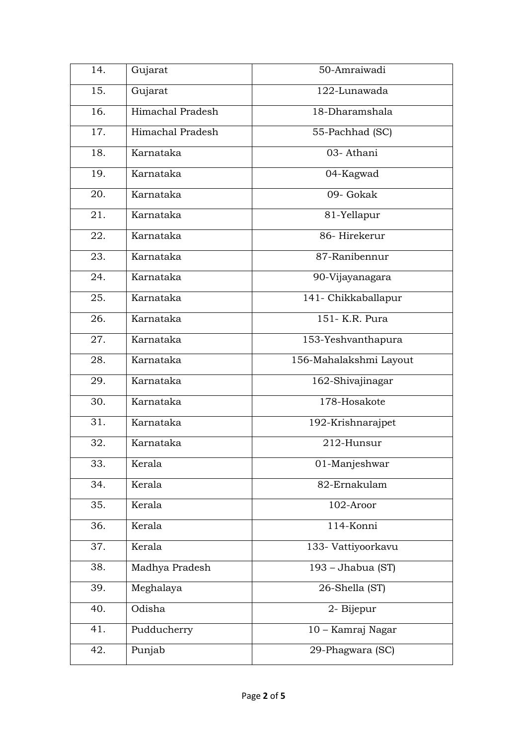| 14. | Gujarat | 50-Amraiwadi |
|---|---|---|
| 15. | Gujarat | 122-Lunawada |
| 16. | Himachal Pradesh | 18-Dharamshala |
| 17. | Himachal Pradesh | 55-Pachhad (SC) |
| 18. | Karnataka | 03- Athani |
| 19. | Karnataka | 04-Kagwad |
| 20. | Karnataka | 09- Gokak |
| 21. | Karnataka | 81-Yellapur |
| 22. | Karnataka | 86- Hirekerur |
| 23. | Karnataka | 87-Ranibennur |
| 24. | Karnataka | 90-Vijayanagara |
| 25. | Karnataka | 141- Chikkaballapur |
| 26. | Karnataka | 151- K.R. Pura |
| 27. | Karnataka | 153-Yeshvanthapura |
| 28. | Karnataka | 156-Mahalakshmi Layout |
| 29. | Karnataka | 162-Shivajinagar |
| 30. | Karnataka | 178-Hosakote |
| 31. | Karnataka | 192-Krishnarajpet |
| 32. | Karnataka | 212-Hunsur |
| 33. | Kerala | 01-Manjeshwar |
| 34. | Kerala | 82-Ernakulam |
| 35. | Kerala | 102-Aroor |
| 36. | Kerala | 114-Konni |
| 37. | Kerala | 133- Vattiyoorkavu |
| 38. | Madhya Pradesh | 193 – Jhabua (ST) |
| 39. | Meghalaya | 26-Shella (ST) |
| 40. | Odisha | 2- Bijepur |
| 41. | Pudducherry | 10 – Kamraj Nagar |
| 42. | Punjab | 29-Phagwara (SC) |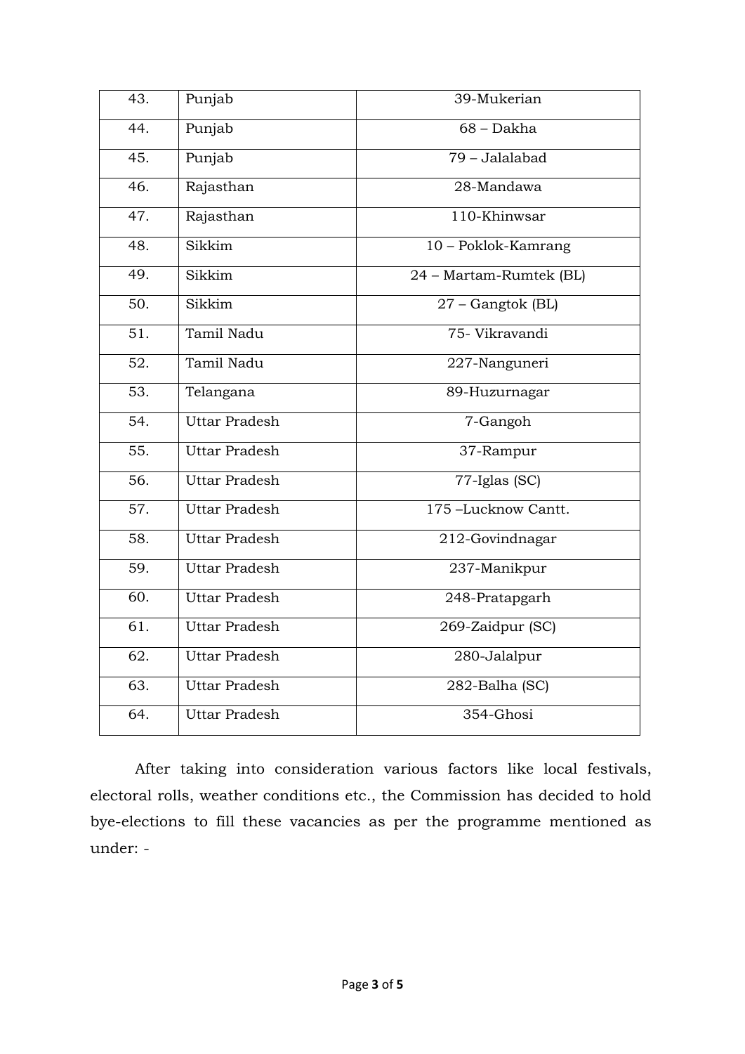| 43. | Punjab | 39-Mukerian |
|---|---|---|
| 44. | Punjab | 68 – Dakha |
| 45. | Punjab | 79 – Jalalabad |
| 46. | Rajasthan | 28-Mandawa |
| 47. | Rajasthan | 110-Khinwsar |
| 48. | Sikkim | 10 – Poklok-Kamrang |
| 49. | Sikkim | 24 – Martam-Rumtek (BL) |
| 50. | Sikkim | 27 – Gangtok (BL) |
| 51. | Tamil Nadu | 75- Vikravandi |
| 52. | Tamil Nadu | 227-Nanguneri |
| 53. | Telangana | 89-Huzurnagar |
| 54. | Uttar Pradesh | 7-Gangoh |
| 55. | Uttar Pradesh | 37-Rampur |
| 56. | Uttar Pradesh | 77-Iglas (SC) |
| 57. | Uttar Pradesh | 175 –Lucknow Cantt. |
| 58. | Uttar Pradesh | 212-Govindnagar |
| 59. | Uttar Pradesh | 237-Manikpur |
| 60. | Uttar Pradesh | 248-Pratapgarh |
| 61. | Uttar Pradesh | 269-Zaidpur (SC) |
| 62. | Uttar Pradesh | 280-Jalalpur |
| 63. | Uttar Pradesh | 282-Balha (SC) |
| 64. | Uttar Pradesh | 354-Ghosi |

After taking into consideration various factors like local festivals, electoral rolls, weather conditions etc., the Commission has decided to hold bye-elections to fill these vacancies as per the programme mentioned as under: -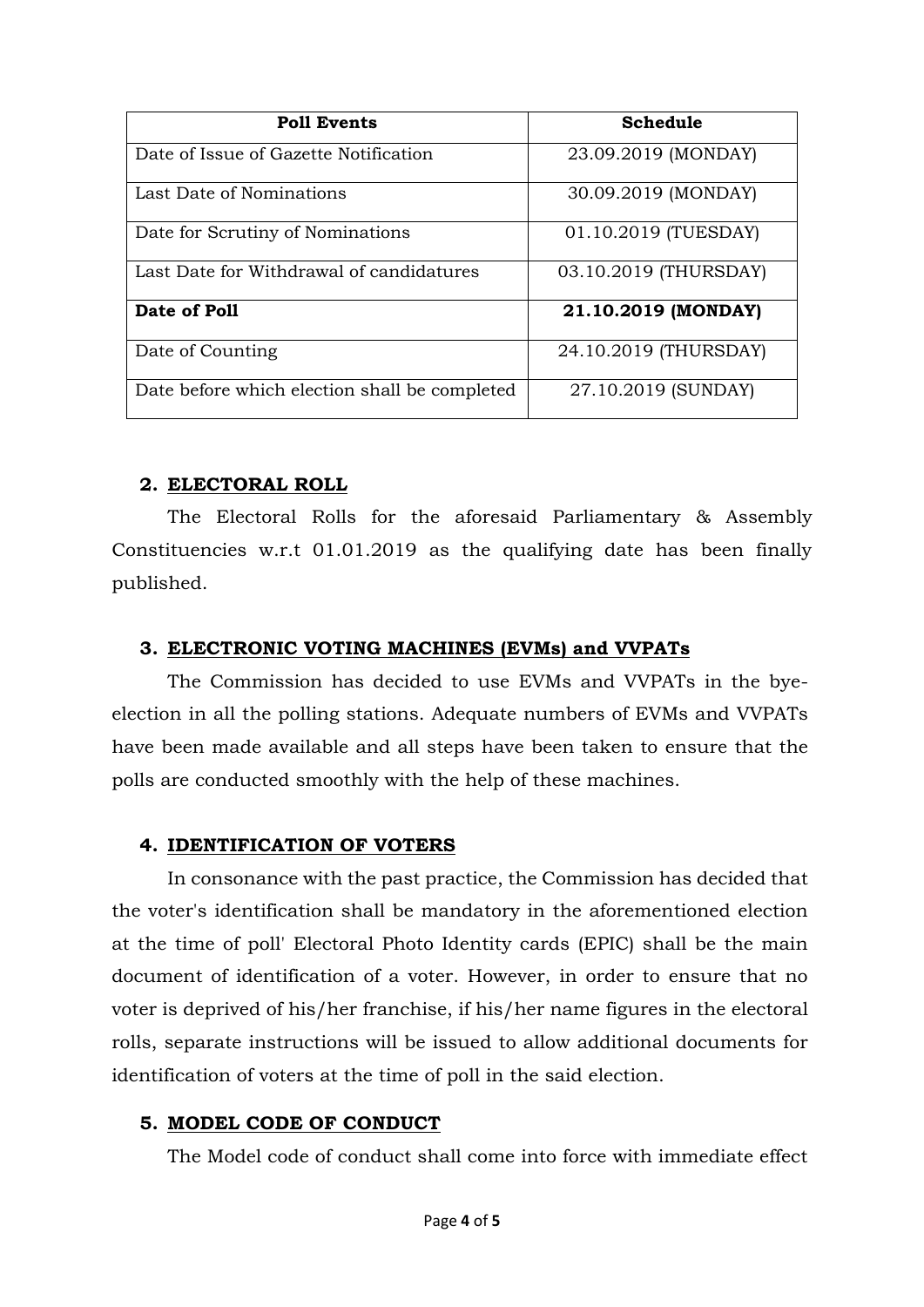| Poll Events | Schedule |
| --- | --- |
| Date of Issue of Gazette Notification | 23.09.2019 (MONDAY) |
| Last Date of Nominations | 30.09.2019 (MONDAY) |
| Date for Scrutiny of Nominations | 01.10.2019 (TUESDAY) |
| Last Date for Withdrawal of candidatures | 03.10.2019 (THURSDAY) |
| **Date of Poll** | **21.10.2019 (MONDAY)** |
| Date of Counting | 24.10.2019 (THURSDAY) |
| Date before which election shall be completed | 27.10.2019 (SUNDAY) |

**2. ELECTORAL ROLL**

The Electoral Rolls for the aforesaid Parliamentary & Assembly Constituencies w.r.t 01.01.2019 as the qualifying date has been finally published.

**3. ELECTRONIC VOTING MACHINES (EVMs) and VVPATs**

The Commission has decided to use EVMs and VVPATs in the bye-election in all the polling stations. Adequate numbers of EVMs and VVPATs have been made available and all steps have been taken to ensure that the polls are conducted smoothly with the help of these machines.

**4. IDENTIFICATION OF VOTERS**

In consonance with the past practice, the Commission has decided that the voter's identification shall be mandatory in the aforementioned election at the time of poll' Electoral Photo Identity cards (EPIC) shall be the main document of identification of a voter. However, in order to ensure that no voter is deprived of his/her franchise, if his/her name figures in the electoral rolls, separate instructions will be issued to allow additional documents for identification of voters at the time of poll in the said election.

**5. MODEL CODE OF CONDUCT**

The Model code of conduct shall come into force with immediate effect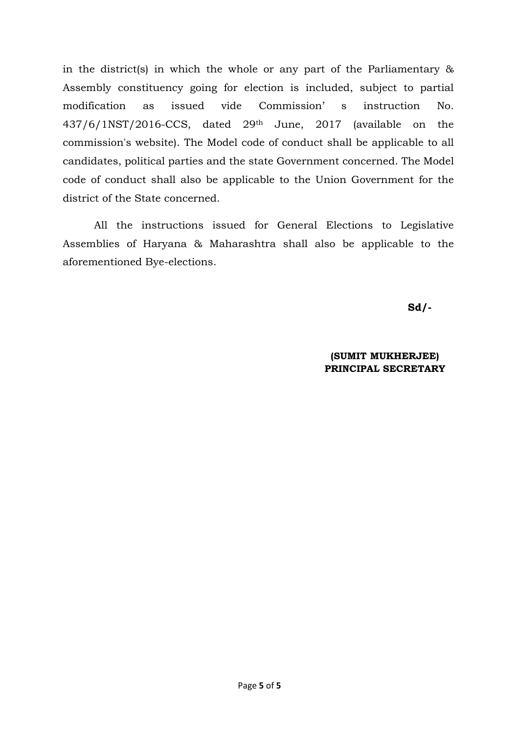in the district(s) in which the whole or any part of the Parliamentary & Assembly constituency going for election is included, subject to partial modification as issued vide Commission' s instruction No. 437/6/1NST/2016-CCS, dated 29th June, 2017 (available on the commission's website). The Model code of conduct shall be applicable to all candidates, political parties and the state Government concerned. The Model code of conduct shall also be applicable to the Union Government for the district of the State concerned.

All the instructions issued for General Elections to Legislative Assemblies of Haryana & Maharashtra shall also be applicable to the aforementioned Bye-elections.

**Sd/-**

**(SUMIT MUKHERJEE)**
**PRINCIPAL SECRETARY**